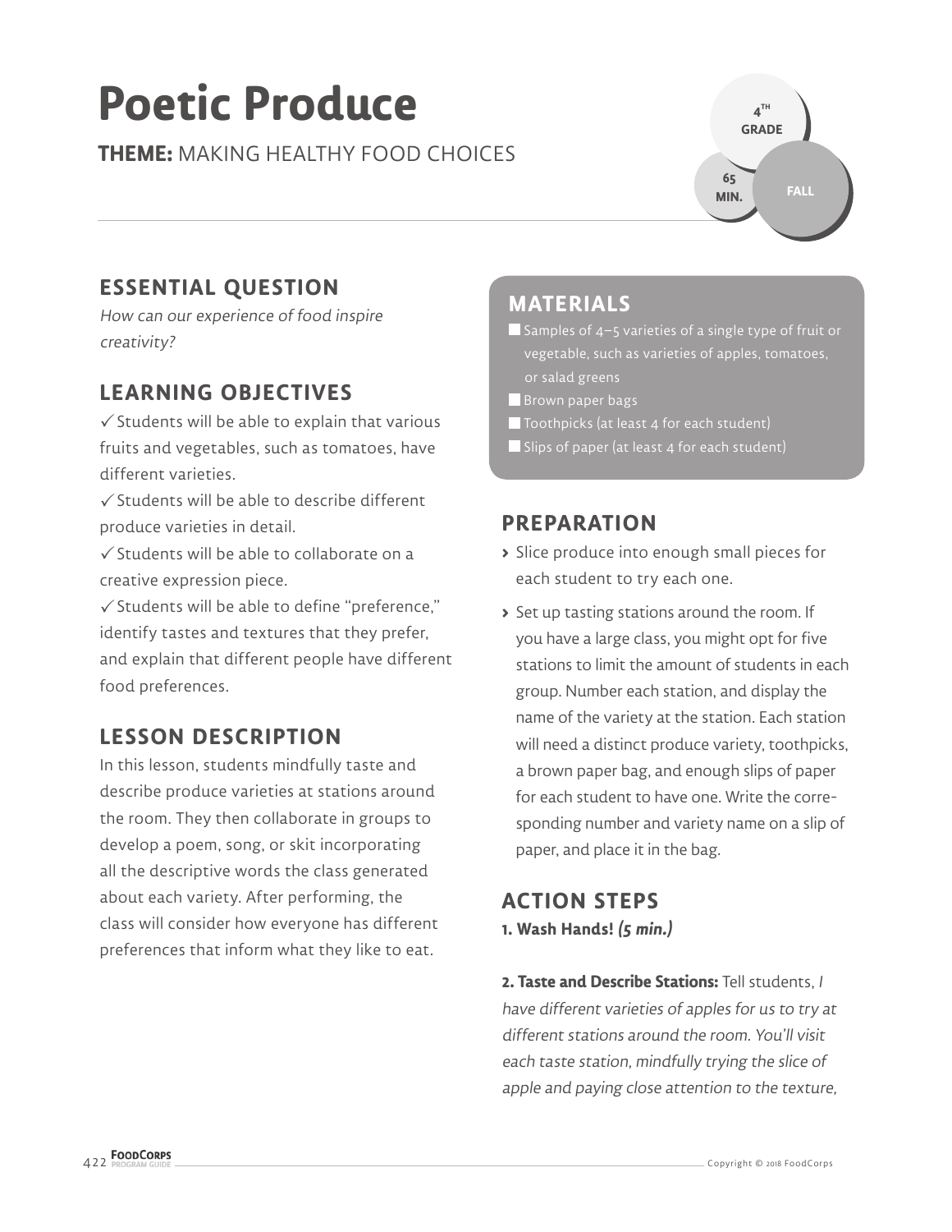# Poetic Produce

**THEME:** MAKING HEALTHY FOOD CHOICES

4TH GRADE

65 MIN.

FALL

## ESSENTIAL QUESTION

*How can our experience of food inspire creativity?*

## LEARNING OBJECTIVES

✓ Students will be able to explain that various fruits and vegetables, such as tomatoes, have different varieties.

✓ Students will be able to describe different produce varieties in detail.

✓ Students will be able to collaborate on a creative expression piece.

✓ Students will be able to define "preference," identify tastes and textures that they prefer, and explain that different people have different food preferences.

## LESSON DESCRIPTION

In this lesson, students mindfully taste and describe produce varieties at stations around the room. They then collaborate in groups to develop a poem, song, or skit incorporating all the descriptive words the class generated about each variety. After performing, the class will consider how everyone has different preferences that inform what they like to eat.

## MATERIALS

- Samples of 4–5 varieties of a single type of fruit or vegetable, such as varieties of apples, tomatoes, or salad greens
- Brown paper bags
- Toothpicks (at least 4 for each student)
- Slips of paper (at least 4 for each student)

## PREPARATION

- Slice produce into enough small pieces for each student to try each one.
- Set up tasting stations around the room. If you have a large class, you might opt for five stations to limit the amount of students in each group. Number each station, and display the name of the variety at the station. Each station will need a distinct produce variety, toothpicks, a brown paper bag, and enough slips of paper for each student to have one. Write the corresponding number and variety name on a slip of paper, and place it in the bag.

## ACTION STEPS

**1. Wash Hands!** ***(5 min.)***

**2. Taste and Describe Stations:** Tell students, *I have different varieties of apples for us to try at different stations around the room. You'll visit each taste station, mindfully trying the slice of apple and paying close attention to the texture,*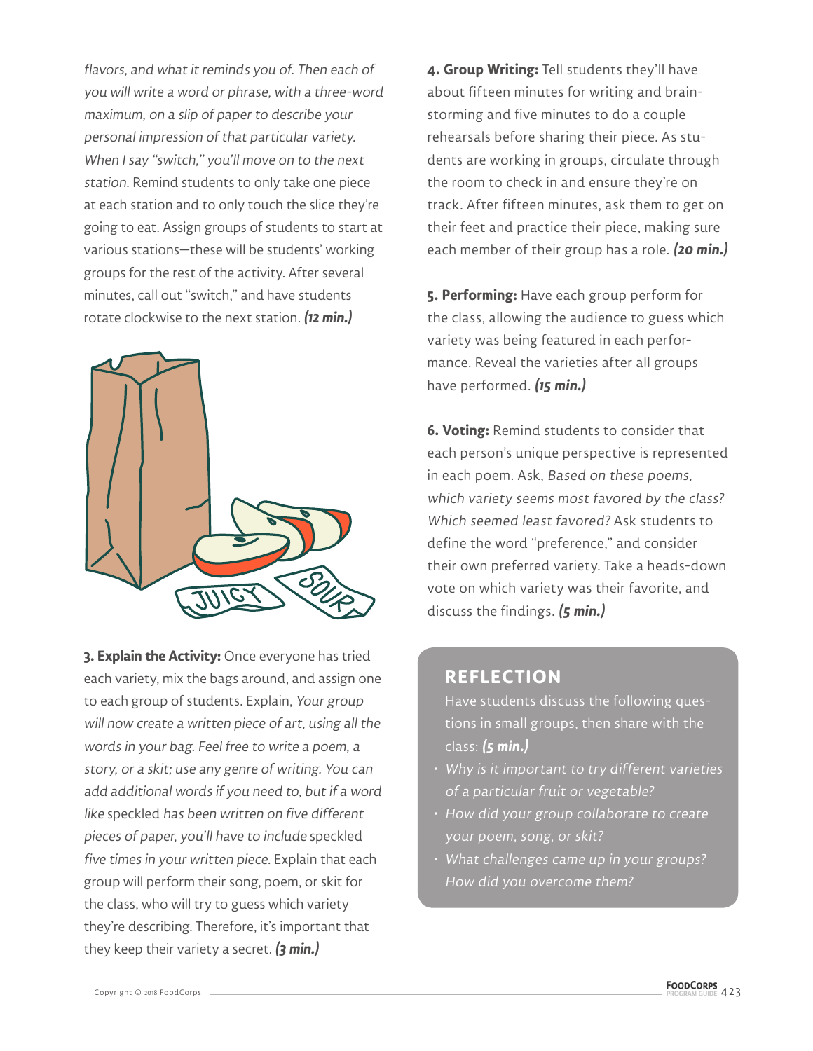*flavors, and what it reminds you of. Then each of you will write a word or phrase, with a three-word maximum, on a slip of paper to describe your personal impression of that particular variety. When I say "switch," you'll move on to the next station.* Remind students to only take one piece at each station and to only touch the slice they're going to eat. Assign groups of students to start at various stations—these will be students' working groups for the rest of the activity. After several minutes, call out "switch," and have students rotate clockwise to the next station. ***(12 min.)***

**3. Explain the Activity:** Once everyone has tried each variety, mix the bags around, and assign one to each group of students. Explain, *Your group will now create a written piece of art, using all the words in your bag. Feel free to write a poem, a story, or a skit; use any genre of writing. You can add additional words if you need to, but if a word like* speckled *has been written on five different pieces of paper, you'll have to include* speckled *five times in your written piece.* Explain that each group will perform their song, poem, or skit for the class, who will try to guess which variety they're describing. Therefore, it's important that they keep their variety a secret. ***(3 min.)***

**4. Group Writing:** Tell students they'll have about fifteen minutes for writing and brainstorming and five minutes to do a couple rehearsals before sharing their piece. As students are working in groups, circulate through the room to check in and ensure they're on track. After fifteen minutes, ask them to get on their feet and practice their piece, making sure each member of their group has a role. ***(20 min.)***

**5. Performing:** Have each group perform for the class, allowing the audience to guess which variety was being featured in each performance. Reveal the varieties after all groups have performed. ***(15 min.)***

**6. Voting:** Remind students to consider that each person's unique perspective is represented in each poem. Ask, *Based on these poems, which variety seems most favored by the class? Which seemed least favored?* Ask students to define the word "preference," and consider their own preferred variety. Take a heads-down vote on which variety was their favorite, and discuss the findings. ***(5 min.)***

## REFLECTION

Have students discuss the following questions in small groups, then share with the class: ***(5 min.)***

- *Why is it important to try different varieties of a particular fruit or vegetable?*
- *How did your group collaborate to create your poem, song, or skit?*
- *What challenges came up in your groups? How did you overcome them?*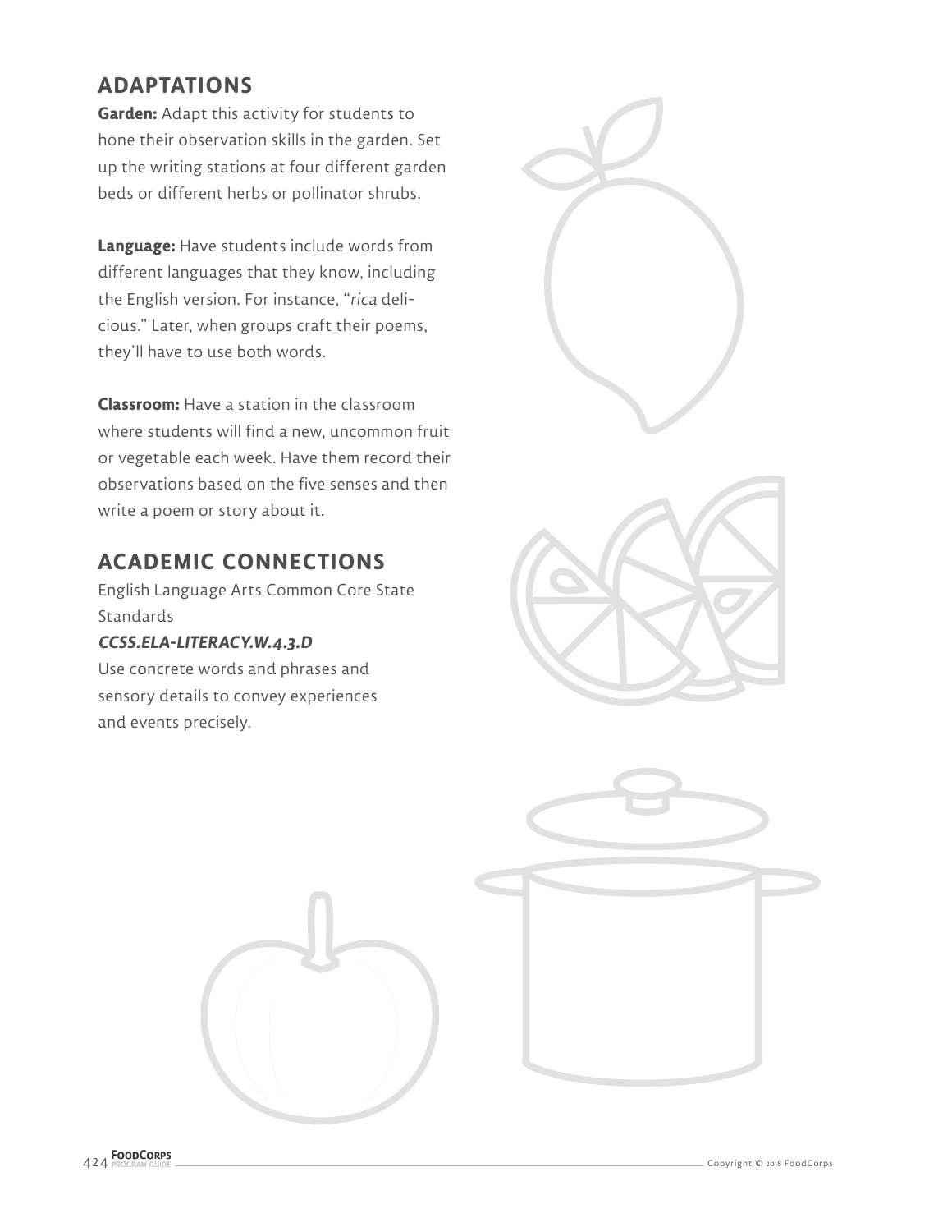## ADAPTATIONS

**Garden:** Adapt this activity for students to hone their observation skills in the garden. Set up the writing stations at four different garden beds or different herbs or pollinator shrubs.

**Language:** Have students include words from different languages that they know, including the English version. For instance, "*rica* delicious." Later, when groups craft their poems, they'll have to use both words.

**Classroom:** Have a station in the classroom where students will find a new, uncommon fruit or vegetable each week. Have them record their observations based on the five senses and then write a poem or story about it.

## ACADEMIC CONNECTIONS

English Language Arts Common Core State Standards

***CCSS.ELA-LITERACY.W.4.3.D***

Use concrete words and phrases and sensory details to convey experiences and events precisely.